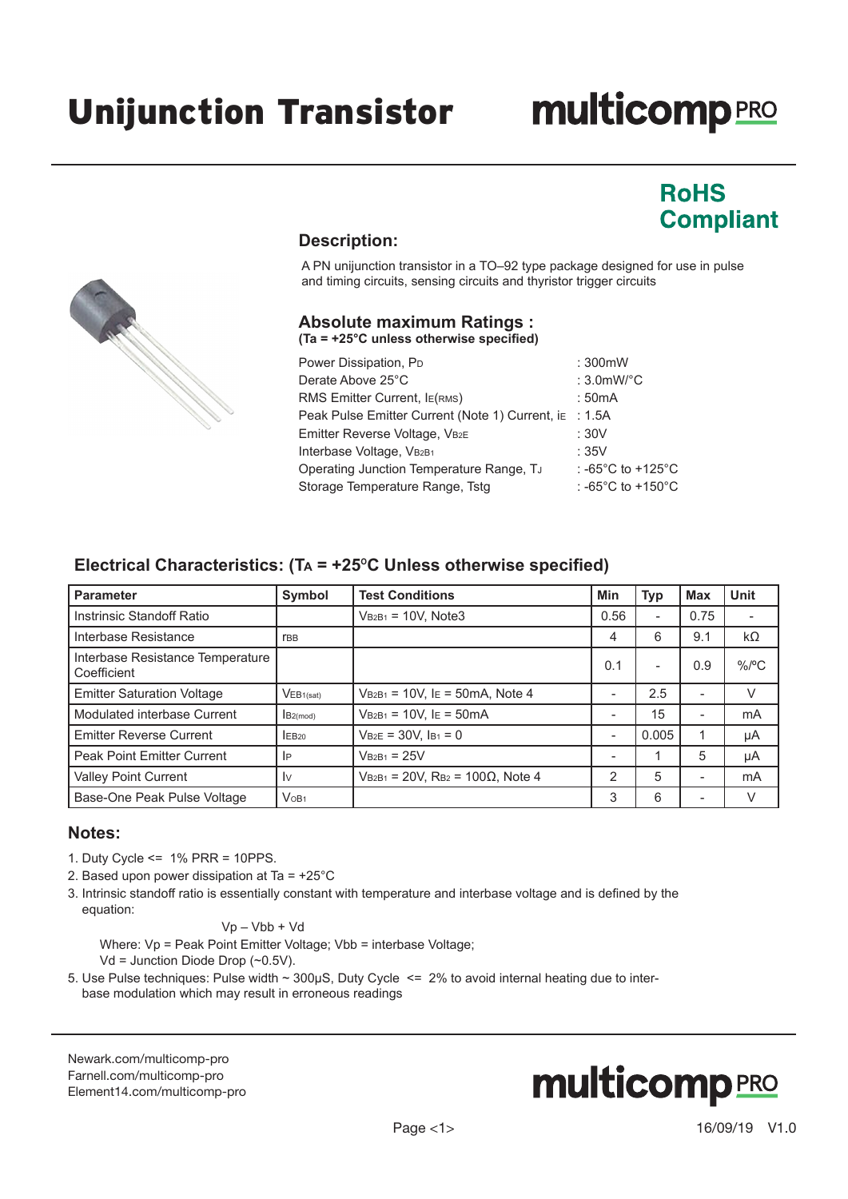# Unijunction Transistor

multicomp PRO

**RoHS Compliant**

## Description:

A PN unijunction transistor in a TO–92 type package designed for use in pulse and timing circuits, sensing circuits and thyristor trigger circuits

## Absolute maximum Ratings :

**(Ta = +25°C unless otherwise specified)**

| | |
|---|---|
| Power Dissipation, $P_D$ | : 300mW |
| Derate Above 25°C | : 3.0mW/°C |
| RMS Emitter Current, $I_{E(RMS)}$ | : 50mA |
| Peak Pulse Emitter Current (Note 1) Current, $i_E$ | : 1.5A |
| Emitter Reverse Voltage, $V_{B2E}$ | : 30V |
| Interbase Voltage, $V_{B2B1}$ | : 35V |
| Operating Junction Temperature Range, $T_J$ | : -65°C to +125°C |
| Storage Temperature Range, Tstg | : -65°C to +150°C |

## Electrical Characteristics: ($T_A$ = +25°C Unless otherwise specified)

| Parameter | Symbol | Test Conditions | Min | Typ | Max | Unit |
|---|---|---|---|---|---|---|
| Instrinsic Standoff Ratio | | $V_{B2B1}$ = 10V, Note3 | 0.56 | - | 0.75 | - |
| Interbase Resistance | $r_{BB}$ | | 4 | 6 | 9.1 | kΩ |
| Interbase Resistance Temperature Coefficient | | | 0.1 | - | 0.9 | %/ºC |
| Emitter Saturation Voltage | $V_{EB1(sat)}$ | $V_{B2B1}$ = 10V, $I_E$ = 50mA, Note 4 | - | 2.5 | - | V |
| Modulated interbase Current | $I_{B2(mod)}$ | $V_{B2B1}$ = 10V, $I_E$ = 50mA | - | 15 | - | mA |
| Emitter Reverse Current | $I_{EB20}$ | $V_{B2E}$ = 30V, $I_{B1}$ = 0 | - | 0.005 | 1 | µA |
| Peak Point Emitter Current | $I_P$ | $V_{B2B1}$ = 25V | - | 1 | 5 | µA |
| Valley Point Current | $I_V$ | $V_{B2B1}$ = 20V, $R_{B2}$ = 100Ω, Note 4 | 2 | 5 | - | mA |
| Base-One Peak Pulse Voltage | $V_{OB1}$ | | 3 | 6 | - | V |

## Notes:

1. Duty Cycle <= 1% PRR = 10PPS.
2. Based upon power dissipation at Ta = +25°C
3. Intrinsic standoff ratio is essentially constant with temperature and interbase voltage and is defined by the equation:

   Vp – Vbb + Vd

   Where: Vp = Peak Point Emitter Voltage; Vbb = interbase Voltage;
   Vd = Junction Diode Drop (~0.5V).

5. Use Pulse techniques: Pulse width ~ 300µS, Duty Cycle <= 2% to avoid internal heating due to inter-base modulation which may result in erroneous readings

Newark.com/multicomp-pro
Farnell.com/multicomp-pro
Element14.com/multicomp-pro

multicomp PRO

16/09/19 V1.0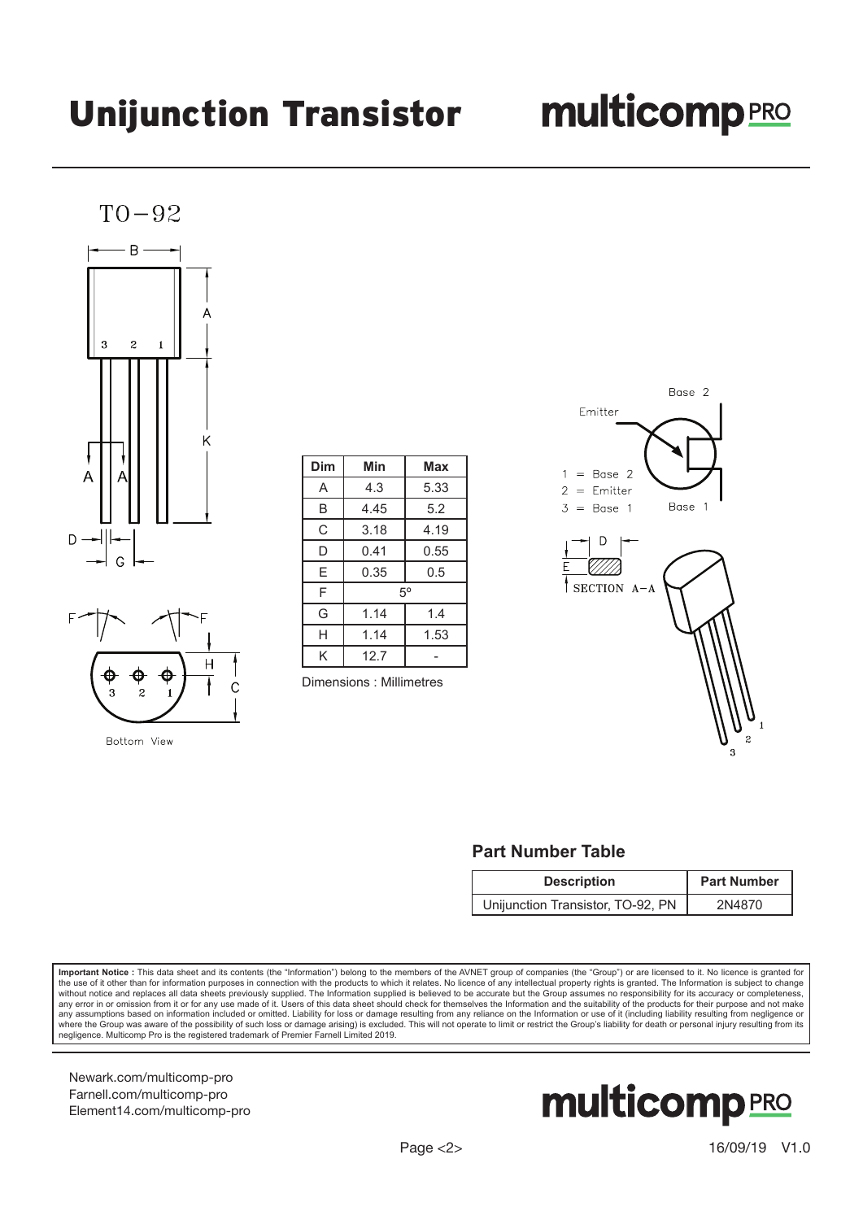# Unijunction Transistor

TO−92

Bottom View

| Dim | Min | Max |
|---|---|---|
| A | 4.3 | 5.33 |
| B | 4.45 | 5.2 |
| C | 3.18 | 4.19 |
| D | 0.41 | 0.55 |
| E | 0.35 | 0.5 |
| F | 5º | |
| G | 1.14 | 1.4 |
| H | 1.14 | 1.53 |
| K | 12.7 | - |

Dimensions : Millimetres

1 = Base 2
2 = Emitter
3 = Base 1

SECTION A−A

### Part Number Table

| Description | Part Number |
|---|---|
| Unijunction Transistor, TO-92, PN | 2N4870 |

**Important Notice :** This data sheet and its contents (the "Information") belong to the members of the AVNET group of companies (the "Group") or are licensed to it. No licence is granted for the use of it other than for information purposes in connection with the products to which it relates. No licence of any intellectual property rights is granted. The Information is subject to change without notice and replaces all data sheets previously supplied. The Information supplied is believed to be accurate but the Group assumes no responsibility for its accuracy or completeness, any error in or omission from it or for any use made of it. Users of this data sheet should check for themselves the Information and the suitability of the products for their purpose and not make any assumptions based on information included or omitted. Liability for loss or damage resulting from any reliance on the Information or use of it (including liability resulting from negligence or where the Group was aware of the possibility of such loss or damage arising) is excluded. This will not operate to limit or restrict the Group's liability for death or personal injury resulting from its negligence. Multicomp Pro is the registered trademark of Premier Farnell Limited 2019.

Newark.com/multicomp-pro
Farnell.com/multicomp-pro
Element14.com/multicomp-pro

16/09/19 V1.0